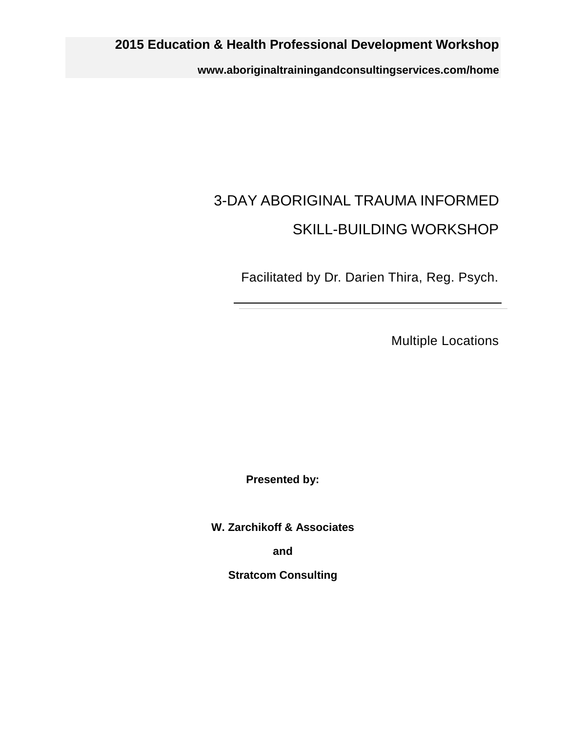**2015 Education & Health Professional Development Workshop**

**www.aboriginaltrainingandconsultingservices.com/home**

# 3-DAY ABORIGINAL TRAUMA INFORMED SKILL-BUILDING WORKSHOP

Facilitated by Dr. Darien Thira, Reg. Psych.

---

Multiple Locations

**Presented by:**

**W. Zarchikoff & Associates**

**and**

**Stratcom Consulting**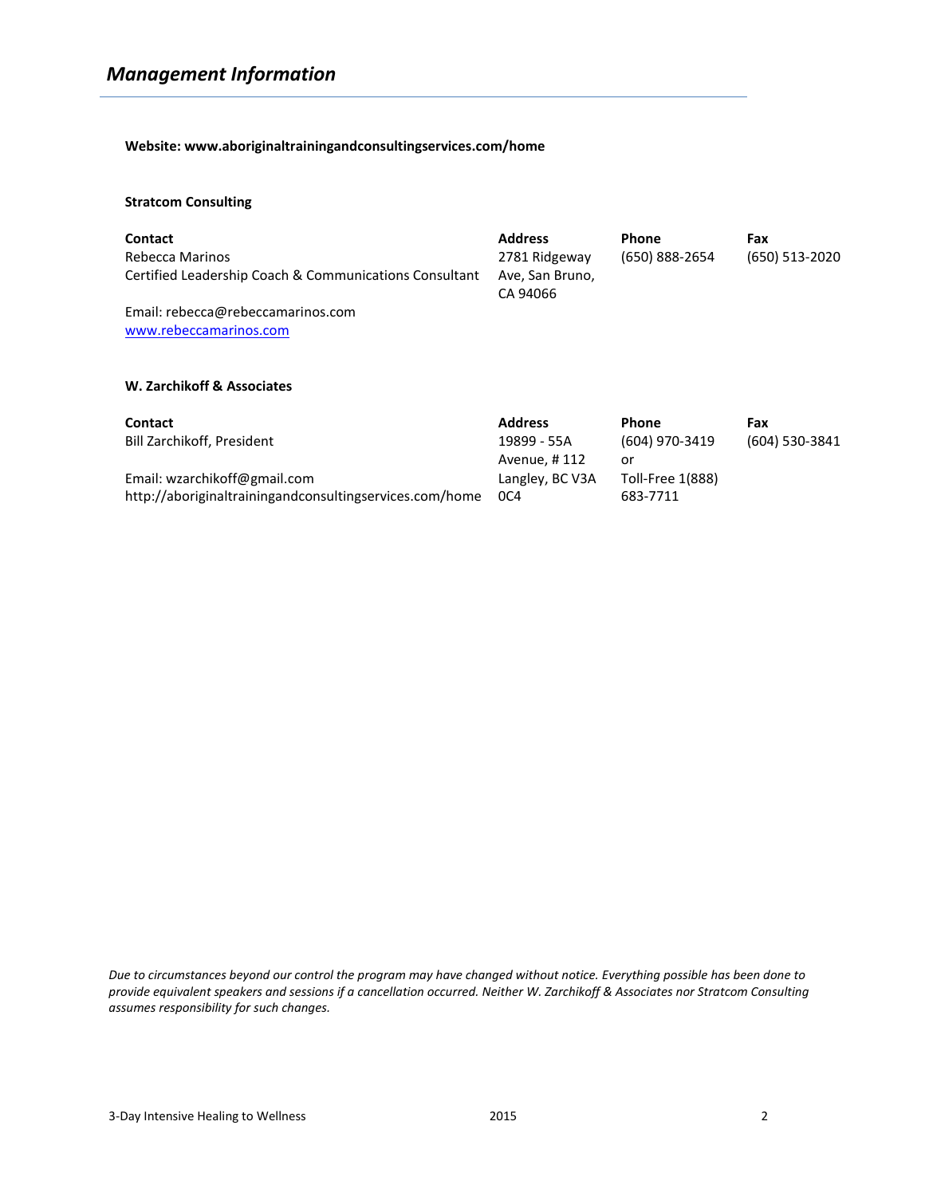## *Management Information*

**Website: www.aboriginaltrainingandconsultingservices.com/home**

**Stratcom Consulting**

| Contact | Address | Phone | Fax |
|---|---|---|---|
| Rebecca Marinos<br>Certified Leadership Coach & Communications Consultant<br><br>Email: rebecca@rebeccamarinos.com<br>[www.rebeccamarinos.com](http://www.rebeccamarinos.com) | 2781 Ridgeway Ave, San Bruno, CA 94066 | (650) 888-2654 | (650) 513-2020 |

**W. Zarchikoff & Associates**

| Contact | Address | Phone | Fax |
|---|---|---|---|
| Bill Zarchikoff, President<br><br>Email: wzarchikoff@gmail.com<br>http://aboriginaltrainingandconsultingservices.com/home | 19899 - 55A Avenue, # 112 Langley, BC V3A 0C4 | (604) 970-3419 or Toll-Free 1(888) 683-7711 | (604) 530-3841 |

*Due to circumstances beyond our control the program may have changed without notice. Everything possible has been done to provide equivalent speakers and sessions if a cancellation occurred. Neither W. Zarchikoff & Associates nor Stratcom Consulting assumes responsibility for such changes.*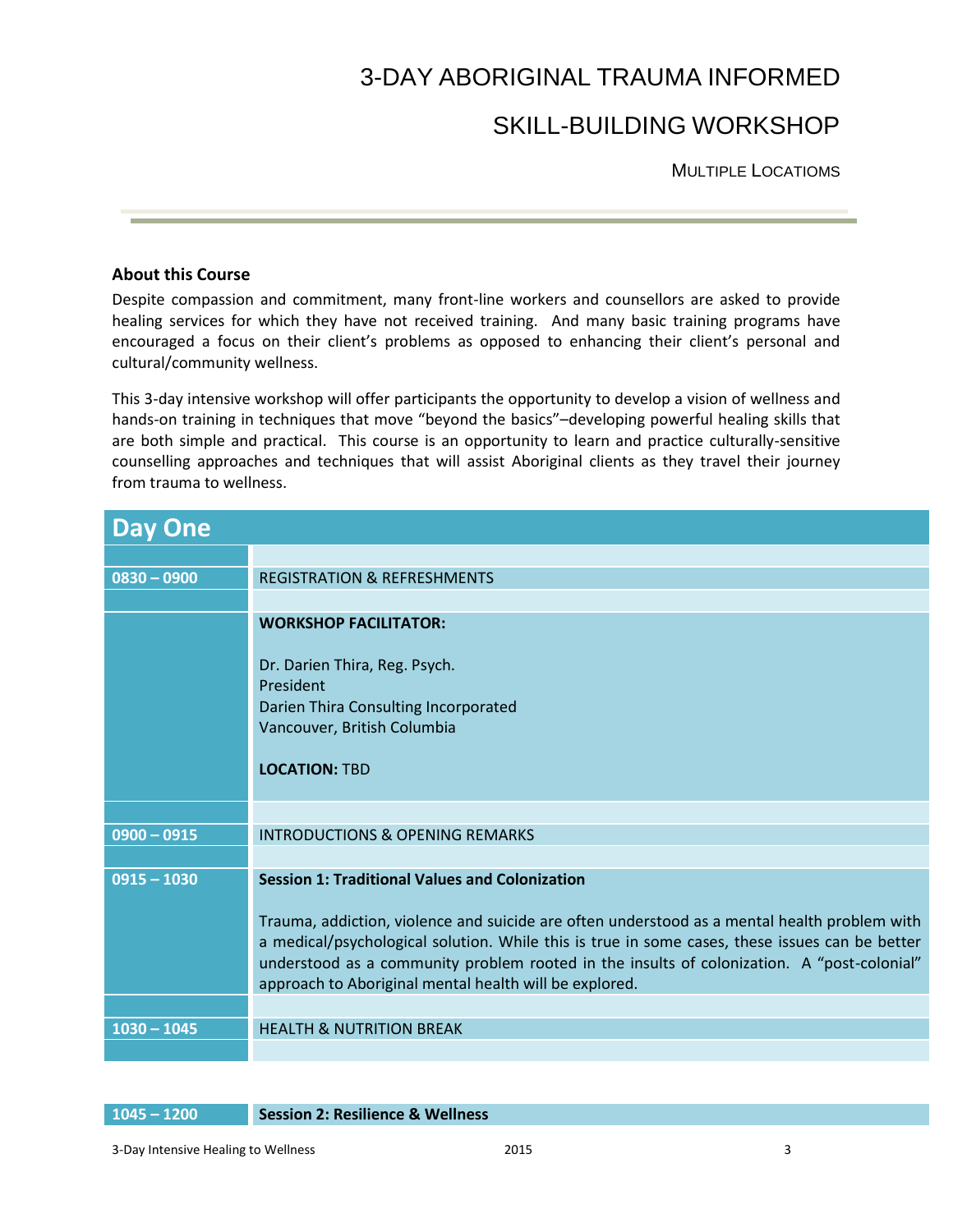# 3-DAY ABORIGINAL TRAUMA INFORMED SKILL-BUILDING WORKSHOP

MULTIPLE LOCATIOMS

**About this Course**

Despite compassion and commitment, many front-line workers and counsellors are asked to provide healing services for which they have not received training. And many basic training programs have encouraged a focus on their client's problems as opposed to enhancing their client's personal and cultural/community wellness.

This 3-day intensive workshop will offer participants the opportunity to develop a vision of wellness and hands-on training in techniques that move "beyond the basics"–developing powerful healing skills that are both simple and practical. This course is an opportunity to learn and practice culturally-sensitive counselling approaches and techniques that will assist Aboriginal clients as they travel their journey from trauma to wellness.

## Day One

| | |
|---|---|
| **0830 – 0900** | REGISTRATION & REFRESHMENTS |
| | **WORKSHOP FACILITATOR:**<br><br>Dr. Darien Thira, Reg. Psych.<br>President<br>Darien Thira Consulting Incorporated<br>Vancouver, British Columbia<br><br>**LOCATION:** TBD |
| **0900 – 0915** | INTRODUCTIONS & OPENING REMARKS |
| **0915 – 1030** | **Session 1: Traditional Values and Colonization**<br><br>Trauma, addiction, violence and suicide are often understood as a mental health problem with a medical/psychological solution. While this is true in some cases, these issues can be better understood as a community problem rooted in the insults of colonization. A "post-colonial" approach to Aboriginal mental health will be explored. |
| **1030 – 1045** | HEALTH & NUTRITION BREAK |
| **1045 – 1200** | **Session 2: Resilience & Wellness** |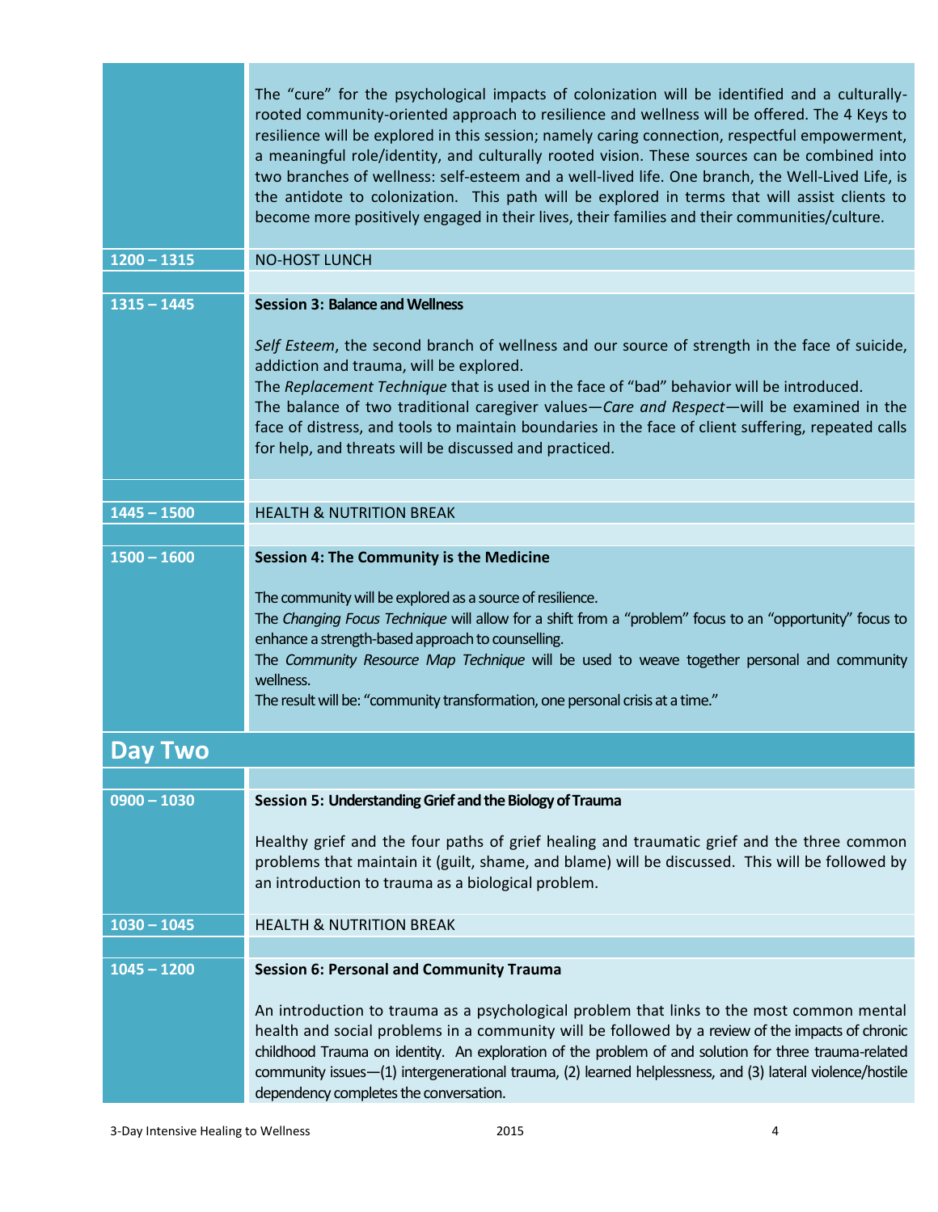| | |
|---|---|
| | The "cure" for the psychological impacts of colonization will be identified and a culturally-rooted community-oriented approach to resilience and wellness will be offered. The 4 Keys to resilience will be explored in this session; namely caring connection, respectful empowerment, a meaningful role/identity, and culturally rooted vision. These sources can be combined into two branches of wellness: self-esteem and a well-lived life. One branch, the Well-Lived Life, is the antidote to colonization. This path will be explored in terms that will assist clients to become more positively engaged in their lives, their families and their communities/culture. |
| **1200 – 1315** | NO-HOST LUNCH |
| | |
| **1315 – 1445** | **Session 3: Balance and Wellness**<br><br>*Self Esteem*, the second branch of wellness and our source of strength in the face of suicide, addiction and trauma, will be explored.<br>The *Replacement Technique* that is used in the face of "bad" behavior will be introduced.<br>The balance of two traditional caregiver values—*Care and Respect*—will be examined in the face of distress, and tools to maintain boundaries in the face of client suffering, repeated calls for help, and threats will be discussed and practiced. |
| | |
| **1445 – 1500** | HEALTH & NUTRITION BREAK |
| | |
| **1500 – 1600** | **Session 4: The Community is the Medicine**<br><br>The community will be explored as a source of resilience.<br>The *Changing Focus Technique* will allow for a shift from a "problem" focus to an "opportunity" focus to enhance a strength-based approach to counselling.<br>The *Community Resource Map Technique* will be used to weave together personal and community wellness.<br>The result will be: "community transformation, one personal crisis at a time." |

## Day Two

| | |
|---|---|
| | |
| **0900 – 1030** | **Session 5: Understanding Grief and the Biology of Trauma**<br><br>Healthy grief and the four paths of grief healing and traumatic grief and the three common problems that maintain it (guilt, shame, and blame) will be discussed. This will be followed by an introduction to trauma as a biological problem. |
| **1030 – 1045** | HEALTH & NUTRITION BREAK |
| | |
| **1045 – 1200** | **Session 6: Personal and Community Trauma**<br><br>An introduction to trauma as a psychological problem that links to the most common mental health and social problems in a community will be followed by a review of the impacts of chronic childhood Trauma on identity. An exploration of the problem of and solution for three trauma-related community issues—(1) intergenerational trauma, (2) learned helplessness, and (3) lateral violence/hostile dependency completes the conversation. |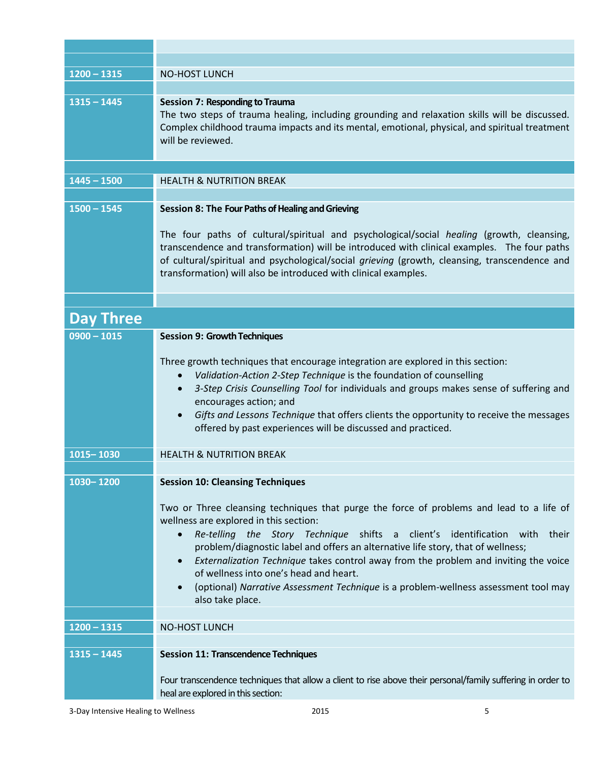| | |
|---|---|
| 1200 – 1315 | NO-HOST LUNCH |
| 1315 – 1445 | **Session 7: Responding to Trauma**<br>The two steps of trauma healing, including grounding and relaxation skills will be discussed. Complex childhood trauma impacts and its mental, emotional, physical, and spiritual treatment will be reviewed. |
| 1445 – 1500 | HEALTH & NUTRITION BREAK |
| 1500 – 1545 | **Session 8: The Four Paths of Healing and Grieving**<br><br>The four paths of cultural/spiritual and psychological/social *healing* (growth, cleansing, transcendence and transformation) will be introduced with clinical examples. The four paths of cultural/spiritual and psychological/social *grieving* (growth, cleansing, transcendence and transformation) will also be introduced with clinical examples. |

## Day Three

| | |
|---|---|
| 0900 – 1015 | **Session 9: Growth Techniques**<br><br>Three growth techniques that encourage integration are explored in this section:<br>• *Validation-Action 2-Step Technique* is the foundation of counselling<br>• *3-Step Crisis Counselling Tool* for individuals and groups makes sense of suffering and encourages action; and<br>• *Gifts and Lessons Technique* that offers clients the opportunity to receive the messages offered by past experiences will be discussed and practiced. |
| 1015– 1030 | HEALTH & NUTRITION BREAK |
| 1030– 1200 | **Session 10: Cleansing Techniques**<br><br>Two or Three cleansing techniques that purge the force of problems and lead to a life of wellness are explored in this section:<br>• *Re-telling the Story Technique* shifts a client's identification with their problem/diagnostic label and offers an alternative life story, that of wellness;<br>• *Externalization Technique* takes control away from the problem and inviting the voice of wellness into one's head and heart.<br>• (optional) *Narrative Assessment Technique* is a problem-wellness assessment tool may also take place. |
| 1200 – 1315 | NO-HOST LUNCH |
| 1315 – 1445 | **Session 11: Transcendence Techniques**<br><br>Four transcendence techniques that allow a client to rise above their personal/family suffering in order to heal are explored in this section: |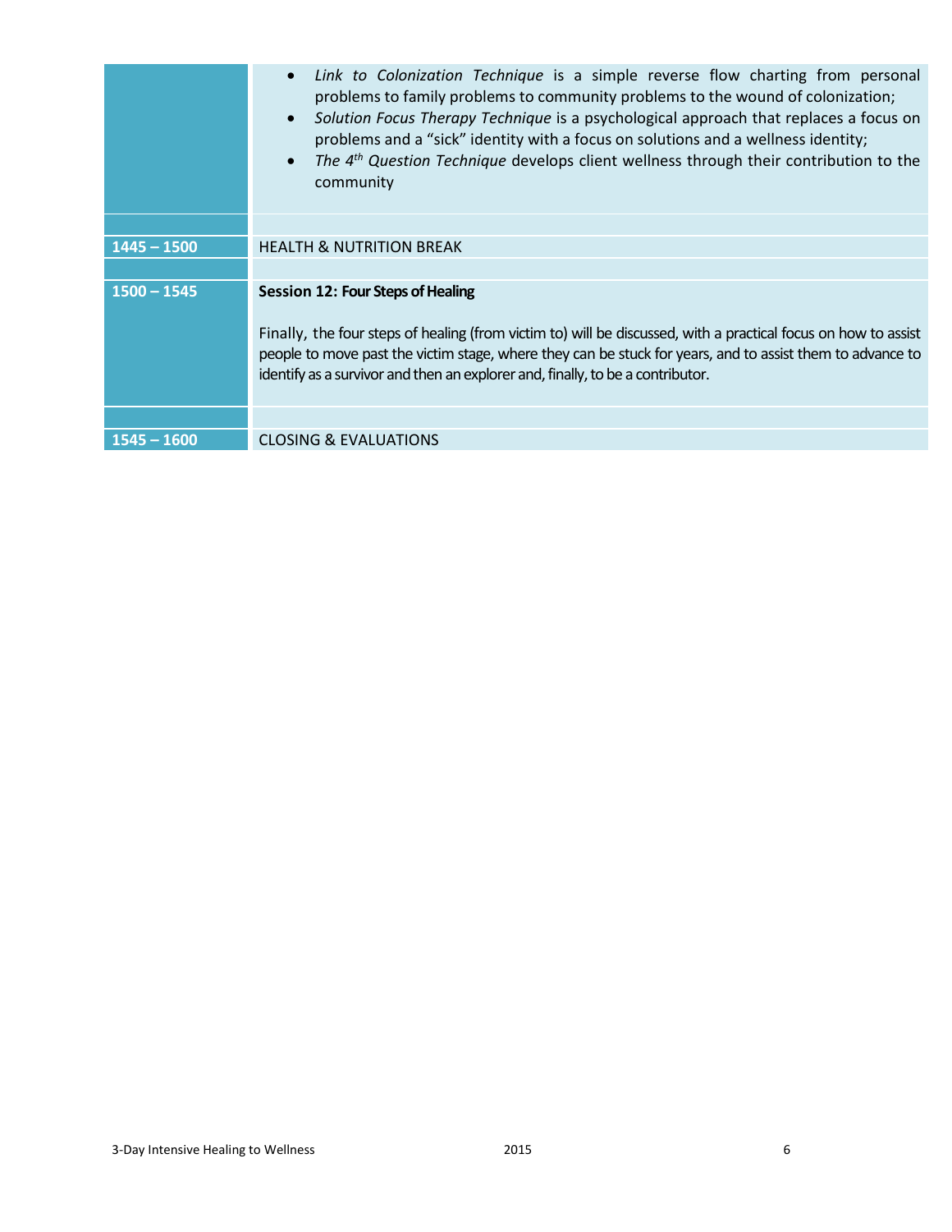| | |
|---|---|
| | • *Link to Colonization Technique* is a simple reverse flow charting from personal problems to family problems to community problems to the wound of colonization;<br>• *Solution Focus Therapy Technique* is a psychological approach that replaces a focus on problems and a "sick" identity with a focus on solutions and a wellness identity;<br>• *The 4th Question Technique* develops client wellness through their contribution to the community |
| | |
| **1445 – 1500** | HEALTH & NUTRITION BREAK |
| | |
| **1500 – 1545** | **Session 12: Four Steps of Healing**<br><br>Finally, the four steps of healing (from victim to) will be discussed, with a practical focus on how to assist people to move past the victim stage, where they can be stuck for years, and to assist them to advance to identify as a survivor and then an explorer and, finally, to be a contributor. |
| | |
| **1545 – 1600** | CLOSING & EVALUATIONS |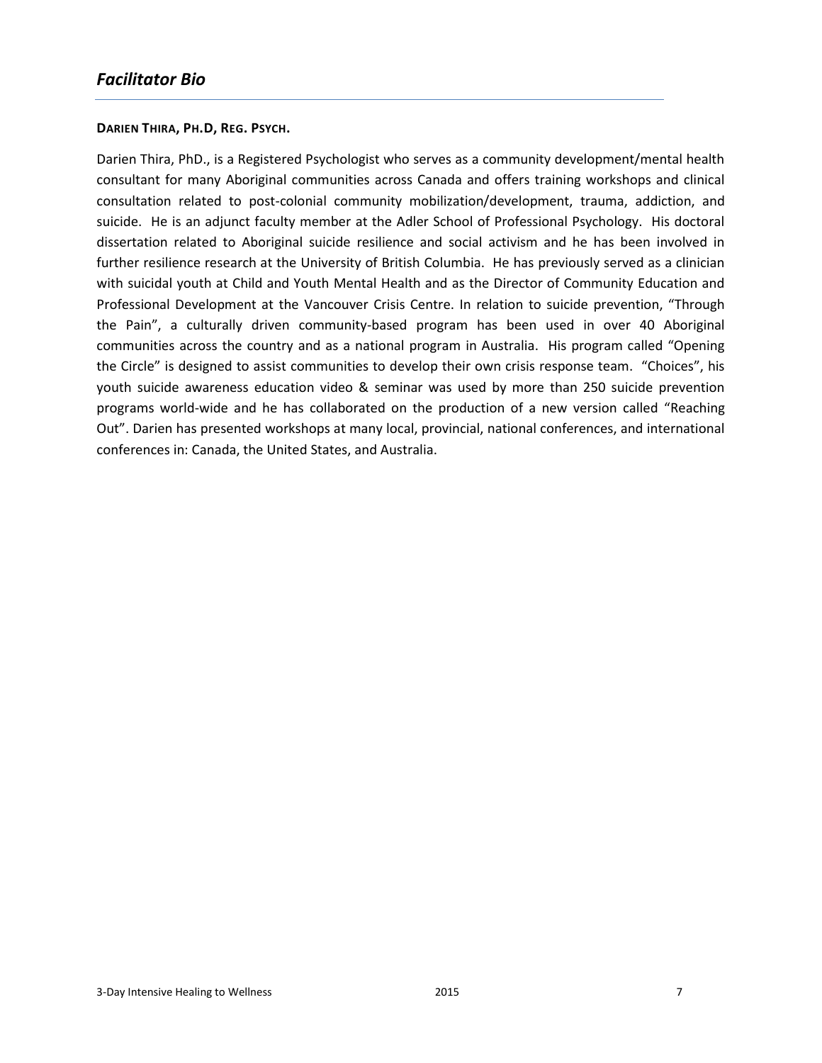## *Facilitator Bio*

**DARIEN THIRA, PH.D, REG. PSYCH.**

Darien Thira, PhD., is a Registered Psychologist who serves as a community development/mental health consultant for many Aboriginal communities across Canada and offers training workshops and clinical consultation related to post-colonial community mobilization/development, trauma, addiction, and suicide. He is an adjunct faculty member at the Adler School of Professional Psychology. His doctoral dissertation related to Aboriginal suicide resilience and social activism and he has been involved in further resilience research at the University of British Columbia. He has previously served as a clinician with suicidal youth at Child and Youth Mental Health and as the Director of Community Education and Professional Development at the Vancouver Crisis Centre. In relation to suicide prevention, "Through the Pain", a culturally driven community-based program has been used in over 40 Aboriginal communities across the country and as a national program in Australia. His program called "Opening the Circle" is designed to assist communities to develop their own crisis response team. "Choices", his youth suicide awareness education video & seminar was used by more than 250 suicide prevention programs world-wide and he has collaborated on the production of a new version called "Reaching Out". Darien has presented workshops at many local, provincial, national conferences, and international conferences in: Canada, the United States, and Australia.